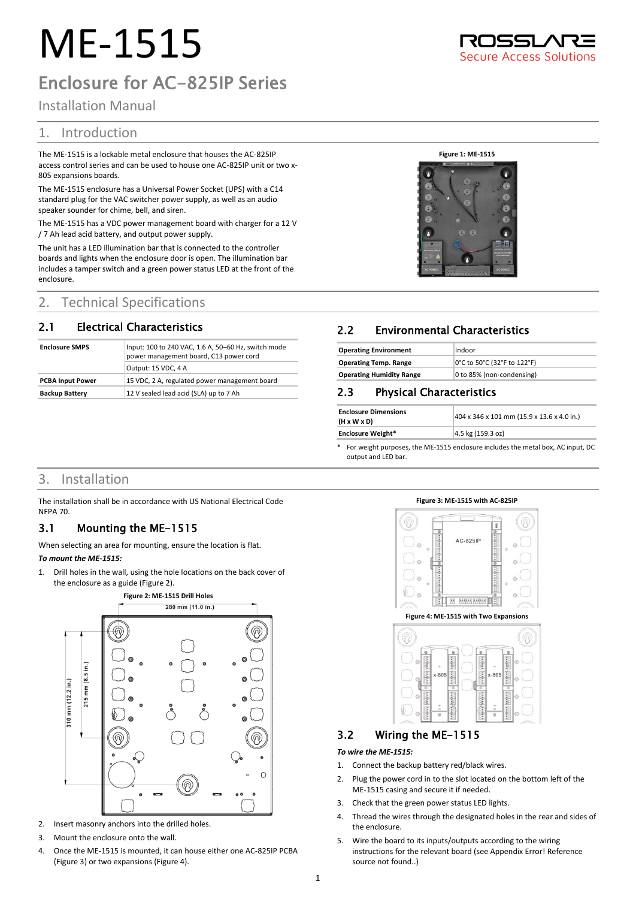# ME-1515

ROSSLARE Secure Access Solutions

## Enclosure for AC-825IP Series

Installation Manual

## 1. Introduction

The ME-1515 is a lockable metal enclosure that houses the AC-825IP access control series and can be used to house one AC-825IP unit or two x-805 expansions boards.

The ME-1515 enclosure has a Universal Power Socket (UPS) with a C14 standard plug for the VAC switcher power supply, as well as an audio speaker sounder for chime, bell, and siren.

The ME-1515 has a VDC power management board with charger for a 12 V / 7 Ah lead acid battery, and output power supply.

The unit has a LED illumination bar that is connected to the controller boards and lights when the enclosure door is open. The illumination bar includes a tamper switch and a green power status LED at the front of the enclosure.

**Figure 1: ME-1515**

## 2. Technical Specifications

### 2.1 Electrical Characteristics

| | |
|---|---|
| **Enclosure SMPS** | Input: 100 to 240 VAC, 1.6 A, 50–60 Hz, switch mode power management board, C13 power cord |
| | Output: 15 VDC, 4 A |
| **PCBA Input Power** | 15 VDC, 2 A, regulated power management board |
| **Backup Battery** | 12 V sealed lead acid (SLA) up to 7 Ah |

### 2.2 Environmental Characteristics

| | |
|---|---|
| **Operating Environment** | Indoor |
| **Operating Temp. Range** | 0°C to 50°C (32°F to 122°F) |
| **Operating Humidity Range** | 0 to 85% (non-condensing) |

### 2.3 Physical Characteristics

| | |
|---|---|
| **Enclosure Dimensions (H x W x D)** | 404 x 346 x 101 mm (15.9 x 13.6 x 4.0 in.) |
| **Enclosure Weight*** | 4.5 kg (159.3 oz) |

\* For weight purposes, the ME-1515 enclosure includes the metal box, AC input, DC output and LED bar.

## 3. Installation

The installation shall be in accordance with US National Electrical Code NFPA 70.

### 3.1 Mounting the ME-1515

When selecting an area for mounting, ensure the location is flat.

***To mount the ME-1515:***

1. Drill holes in the wall, using the hole locations on the back cover of the enclosure as a guide (Figure 2).

   **Figure 2: ME-1515 Drill Holes**

2. Insert masonry anchors into the drilled holes.
3. Mount the enclosure onto the wall.
4. Once the ME-1515 is mounted, it can house either one AC-825IP PCBA (Figure 3) or two expansions (Figure 4).

**Figure 3: ME-1515 with AC-825IP**

**Figure 4: ME-1515 with Two Expansions**

### 3.2 Wiring the ME-1515

***To wire the ME-1515:***

1. Connect the backup battery red/black wires.
2. Plug the power cord in to the slot located on the bottom left of the ME-1515 casing and secure it if needed.
3. Check that the green power status LED lights.
4. Thread the wires through the designated holes in the rear and sides of the enclosure.
5. Wire the board to its inputs/outputs according to the wiring instructions for the relevant board (see Appendix Error! Reference source not found..)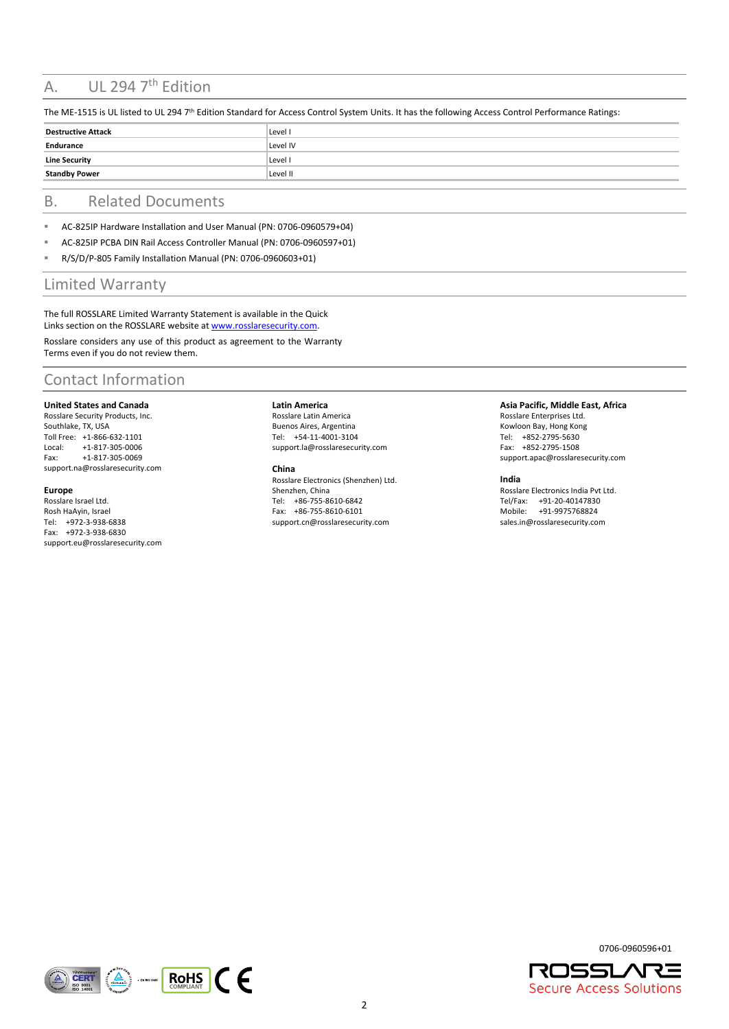## A. UL 294 7th Edition

The ME-1515 is UL listed to UL 294 7th Edition Standard for Access Control System Units. It has the following Access Control Performance Ratings:

| | |
|---|---|
| **Destructive Attack** | Level I |
| **Endurance** | Level IV |
| **Line Security** | Level I |
| **Standby Power** | Level II |

## B. Related Documents

- AC-825IP Hardware Installation and User Manual (PN: 0706-0960579+04)
- AC-825IP PCBA DIN Rail Access Controller Manual (PN: 0706-0960597+01)
- R/S/D/P-805 Family Installation Manual (PN: 0706-0960603+01)

## Limited Warranty

The full ROSSLARE Limited Warranty Statement is available in the Quick Links section on the ROSSLARE website at www.rosslaresecurity.com.

Rosslare considers any use of this product as agreement to the Warranty Terms even if you do not review them.

## Contact Information

**United States and Canada**
Rosslare Security Products, Inc.
Southlake, TX, USA
Toll Free: +1-866-632-1101
Local: +1-817-305-0006
Fax: +1-817-305-0069
support.na@rosslaresecurity.com

**Europe**
Rosslare Israel Ltd.
Rosh HaAyin, Israel
Tel: +972-3-938-6838
Fax: +972-3-938-6830
support.eu@rosslaresecurity.com

**Latin America**
Rosslare Latin America
Buenos Aires, Argentina
Tel: +54-11-4001-3104
support.la@rosslaresecurity.com

**China**
Rosslare Electronics (Shenzhen) Ltd.
Shenzhen, China
Tel: +86-755-8610-6842
Fax: +86-755-8610-6101
support.cn@rosslaresecurity.com

**Asia Pacific, Middle East, Africa**
Rosslare Enterprises Ltd.
Kowloon Bay, Hong Kong
Tel: +852-2795-5630
Fax: +852-2795-1508
support.apac@rosslaresecurity.com

**India**
Rosslare Electronics India Pvt Ltd.
Tel/Fax: +91-20-40147830
Mobile: +91-9975768824
sales.in@rosslaresecurity.com

0706-0960596+01

ROSSLARE Secure Access Solutions